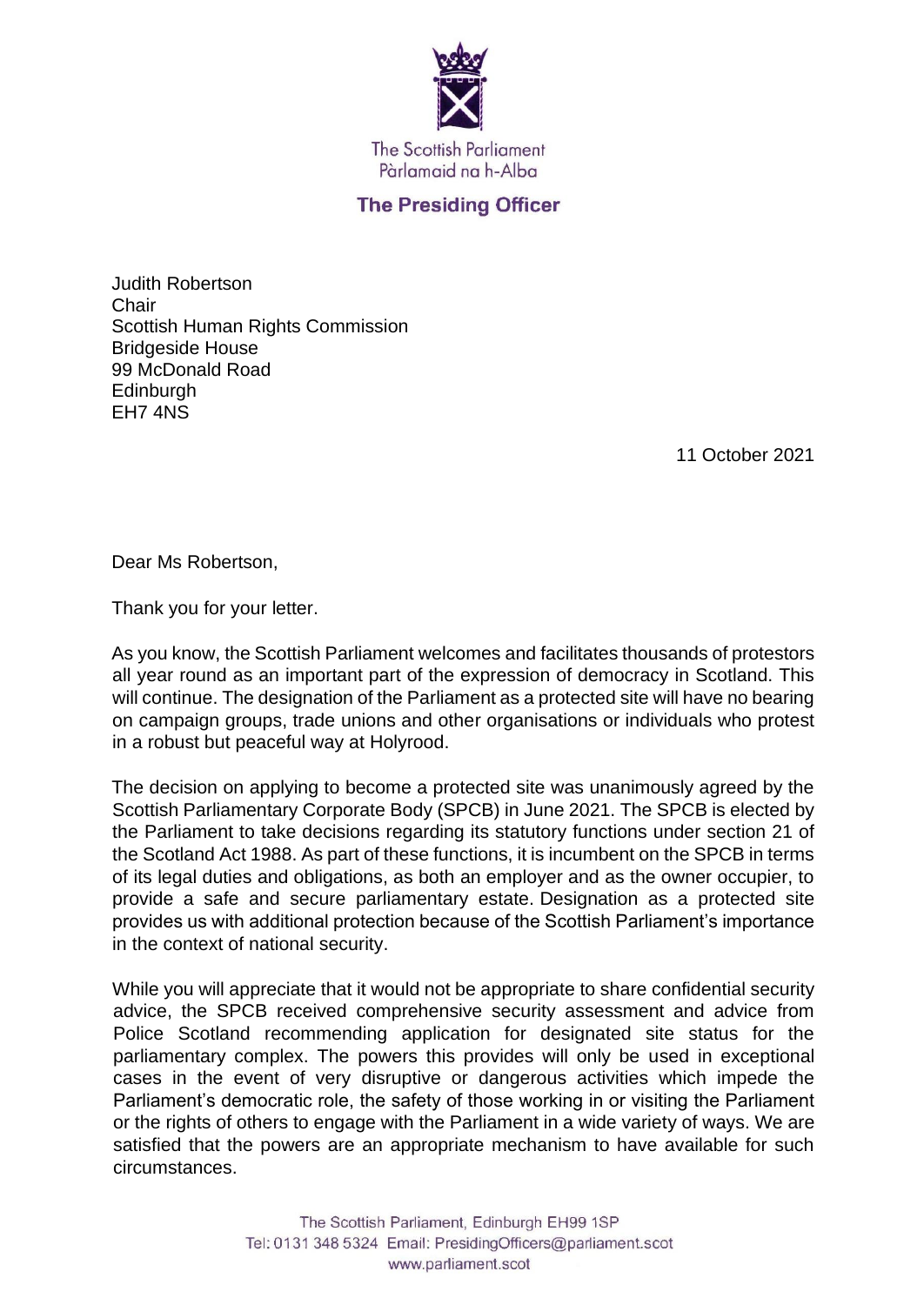The Scottish Parliament
Pàrlamaid na h-Alba

**The Presiding Officer**

Judith Robertson
Chair
Scottish Human Rights Commission
Bridgeside House
99 McDonald Road
Edinburgh
EH7 4NS

11 October 2021

Dear Ms Robertson,

Thank you for your letter.

As you know, the Scottish Parliament welcomes and facilitates thousands of protestors all year round as an important part of the expression of democracy in Scotland. This will continue. The designation of the Parliament as a protected site will have no bearing on campaign groups, trade unions and other organisations or individuals who protest in a robust but peaceful way at Holyrood.

The decision on applying to become a protected site was unanimously agreed by the Scottish Parliamentary Corporate Body (SPCB) in June 2021. The SPCB is elected by the Parliament to take decisions regarding its statutory functions under section 21 of the Scotland Act 1988. As part of these functions, it is incumbent on the SPCB in terms of its legal duties and obligations, as both an employer and as the owner occupier, to provide a safe and secure parliamentary estate. Designation as a protected site provides us with additional protection because of the Scottish Parliament's importance in the context of national security.

While you will appreciate that it would not be appropriate to share confidential security advice, the SPCB received comprehensive security assessment and advice from Police Scotland recommending application for designated site status for the parliamentary complex. The powers this provides will only be used in exceptional cases in the event of very disruptive or dangerous activities which impede the Parliament's democratic role, the safety of those working in or visiting the Parliament or the rights of others to engage with the Parliament in a wide variety of ways. We are satisfied that the powers are an appropriate mechanism to have available for such circumstances.

The Scottish Parliament, Edinburgh EH99 1SP
Tel: 0131 348 5324 Email: PresidingOfficers@parliament.scot
www.parliament.scot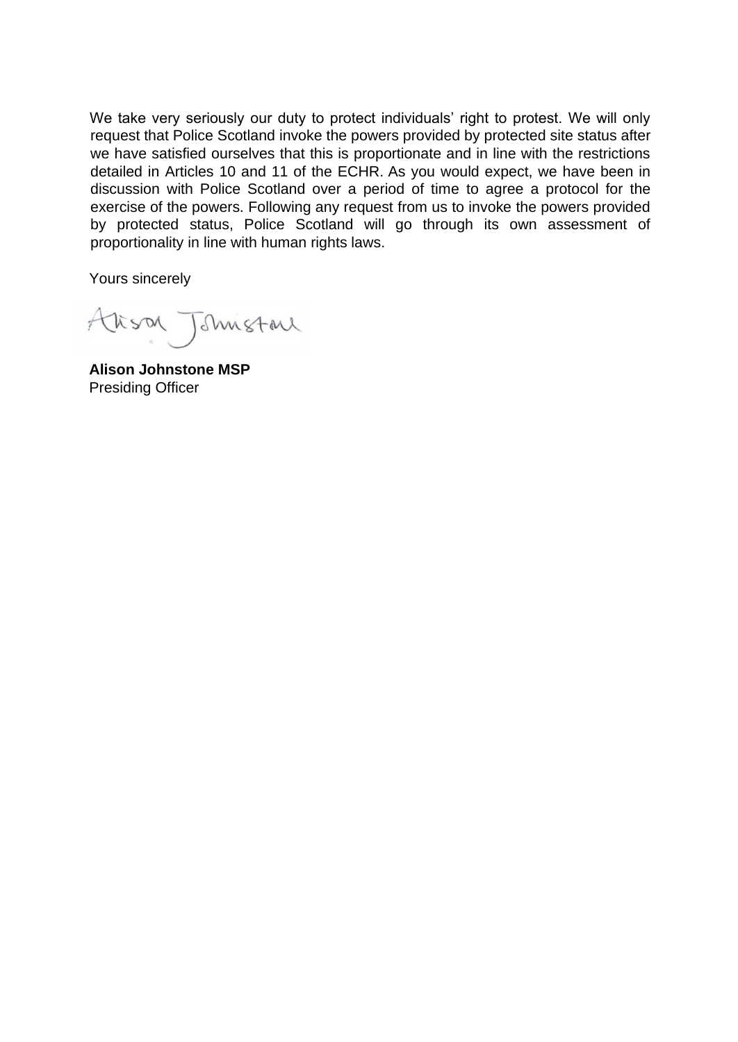We take very seriously our duty to protect individuals' right to protest. We will only request that Police Scotland invoke the powers provided by protected site status after we have satisfied ourselves that this is proportionate and in line with the restrictions detailed in Articles 10 and 11 of the ECHR. As you would expect, we have been in discussion with Police Scotland over a period of time to agree a protocol for the exercise of the powers. Following any request from us to invoke the powers provided by protected status, Police Scotland will go through its own assessment of proportionality in line with human rights laws.

Yours sincerely

Alison Johnstone

**Alison Johnstone MSP**
Presiding Officer